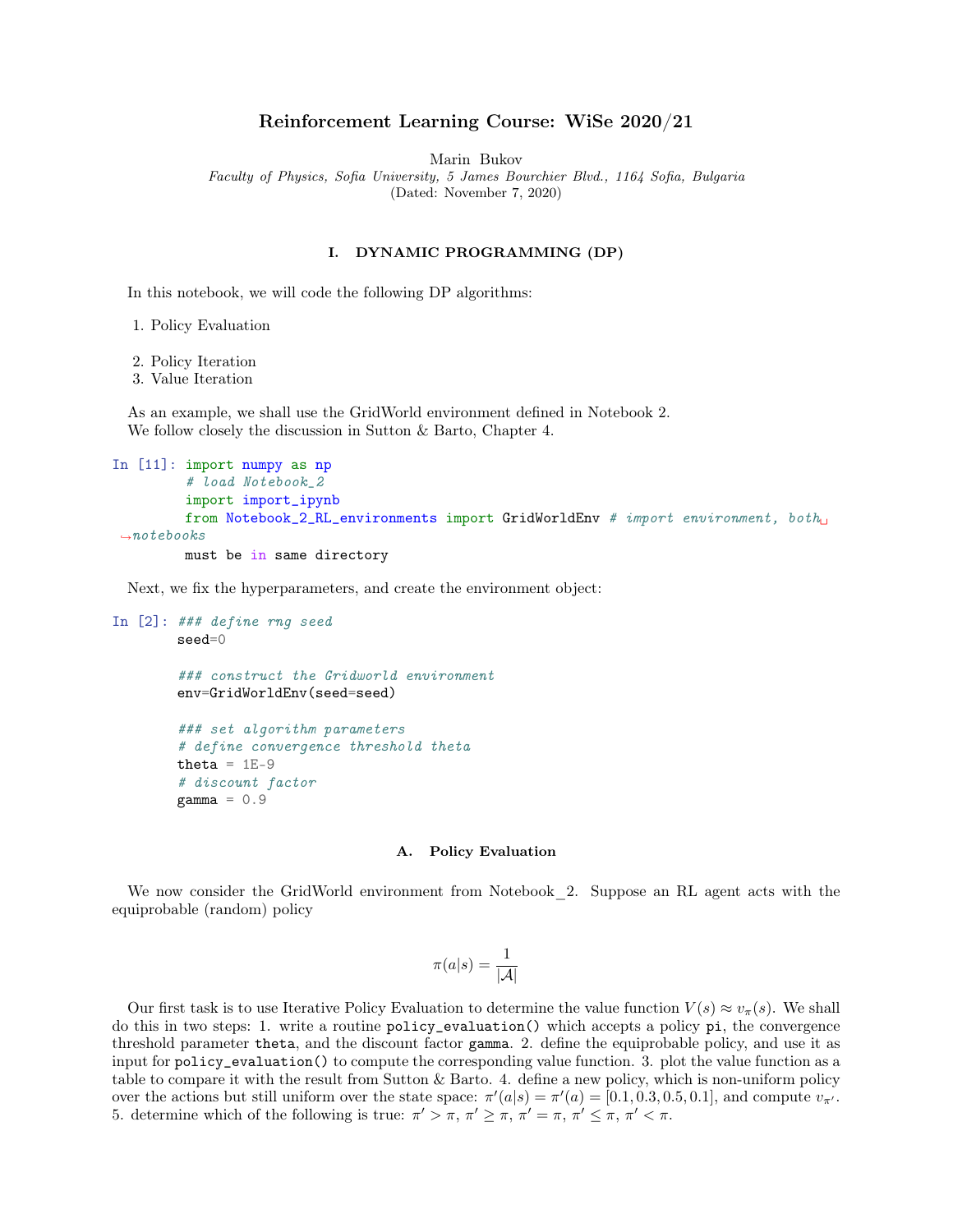# Reinforcement Learning Course: WiSe 2020/21

Marin Bukov

*Faculty of Physics, Sofia University, 5 James Bourchier Blvd., 1164 Sofia, Bulgaria*

(Dated: November 7, 2020)

## I. DYNAMIC PROGRAMMING (DP)

In this notebook, we will code the following DP algorithms:

1. Policy Evaluation
2. Policy Iteration
3. Value Iteration

As an example, we shall use the GridWorld environment defined in Notebook 2.
We follow closely the discussion in Sutton & Barto, Chapter 4.

```
In [11]: import numpy as np
         # load Notebook_2
         import import_ipynb
         from Notebook_2_RL_environments import GridWorldEnv # import environment, both
 ↪notebooks
         must be in same directory
```

Next, we fix the hyperparameters, and create the environment object:

```
In [2]: ### define rng seed
        seed=0

        ### construct the Gridworld environment
        env=GridWorldEnv(seed=seed)

        ### set algorithm parameters
        # define convergence threshold theta
        theta = 1E-9
        # discount factor
        gamma = 0.9
```

### A. Policy Evaluation

We now consider the GridWorld environment from Notebook_2. Suppose an RL agent acts with the equiprobable (random) policy

$$\pi(a|s) = \frac{1}{|\mathcal{A}|}$$

Our first task is to use Iterative Policy Evaluation to determine the value function $V(s) \approx v_\pi(s)$. We shall do this in two steps: 1. write a routine `policy_evaluation()` which accepts a policy `pi`, the convergence threshold parameter `theta`, and the discount factor `gamma`. 2. define the equiprobable policy, and use it as input for `policy_evaluation()` to compute the corresponding value function. 3. plot the value function as a table to compare it with the result from Sutton & Barto. 4. define a new policy, which is non-uniform policy over the actions but still uniform over the state space: $\pi'(a|s) = \pi'(a) = [0.1, 0.3, 0.5, 0.1]$, and compute $v_{\pi'}$. 5. determine which of the following is true: $\pi' > \pi$, $\pi' \geq \pi$, $\pi' = \pi$, $\pi' \leq \pi$, $\pi' < \pi$.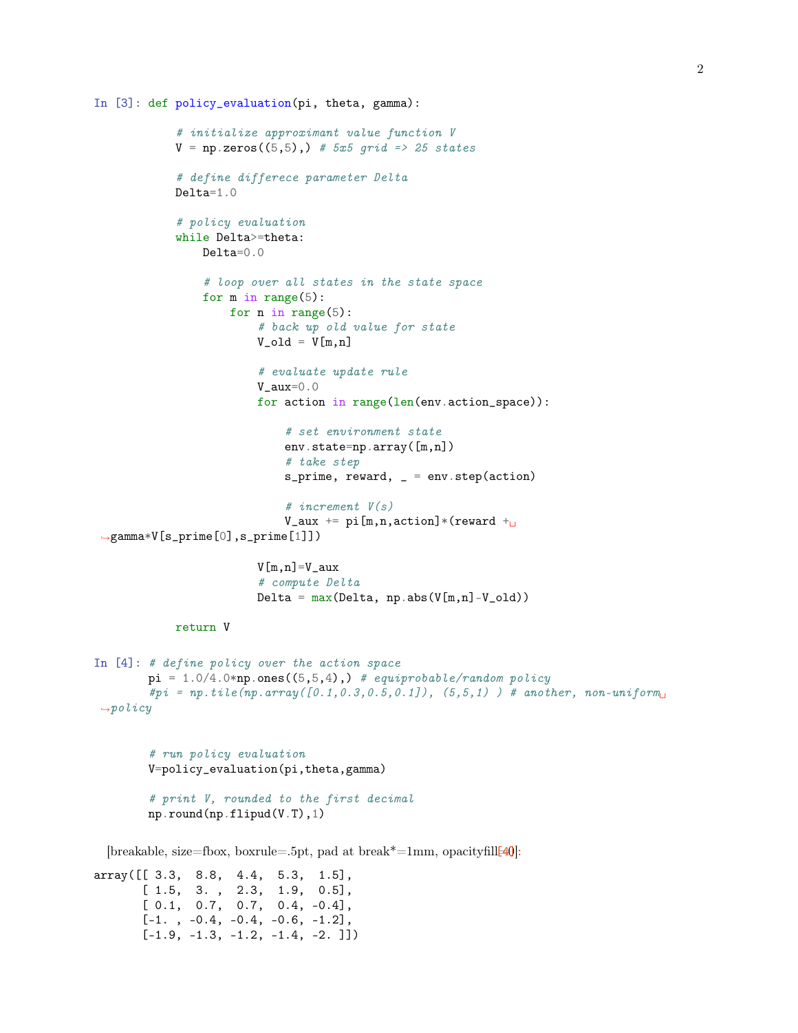In [3]:
```
def policy_evaluation(pi, theta, gamma):

    # initialize approximant value function V
    V = np.zeros((5,5),) # 5x5 grid => 25 states

    # define differece parameter Delta
    Delta=1.0

    # policy evaluation
    while Delta>=theta:
        Delta=0.0

        # loop over all states in the state space
        for m in range(5):
            for n in range(5):
                # back up old value for state
                V_old = V[m,n]

                # evaluate update rule
                V_aux=0.0
                for action in range(len(env.action_space)):

                    # set environment state
                    env.state=np.array([m,n])
                    # take step
                    s_prime, reward, _ = env.step(action)

                    # increment V(s)
                    V_aux += pi[m,n,action]*(reward + gamma*V[s_prime[0],s_prime[1]])

                V[m,n]=V_aux
                # compute Delta
                Delta = max(Delta, np.abs(V[m,n]-V_old))

    return V
```

In [4]:
```
# define policy over the action space
pi = 1.0/4.0*np.ones((5,5,4),) # equiprobable/random policy
#pi = np.tile(np.array([0.1,0.3,0.5,0.1]), (5,5,1) ) # another, non-uniform policy


# run policy evaluation
V=policy_evaluation(pi,theta,gamma)

# print V, rounded to the first decimal
np.round(np.flipud(V.T),1)
```

Out[4]:
```
array([[ 3.3,  8.8,  4.4,  5.3,  1.5],
       [ 1.5,  3. ,  2.3,  1.9,  0.5],
       [ 0.1,  0.7,  0.7,  0.4, -0.4],
       [-1. , -0.4, -0.4, -0.6, -1.2],
       [-1.9, -1.3, -1.2, -1.4, -2. ]])
```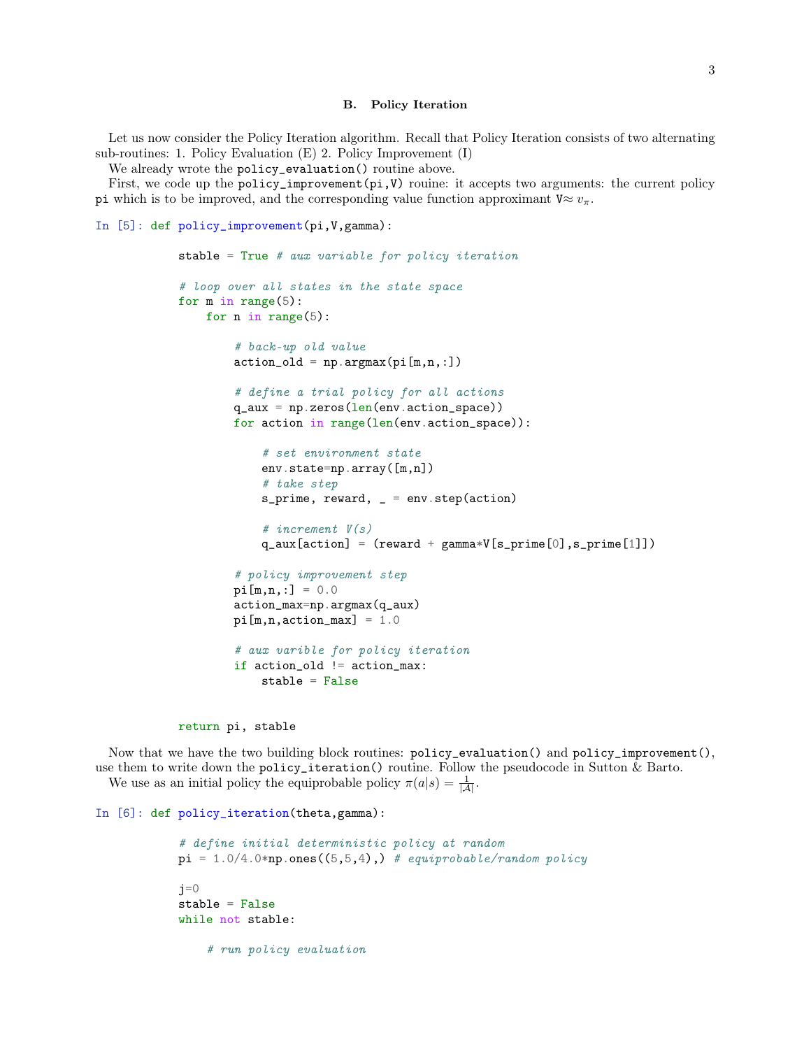### B. Policy Iteration

Let us now consider the Policy Iteration algorithm. Recall that Policy Iteration consists of two alternating sub-routines: 1. Policy Evaluation (E) 2. Policy Improvement (I)

We already wrote the `policy_evaluation()` routine above.

First, we code up the `policy_improvement(pi,V)` rouine: it accepts two arguments: the current policy `pi` which is to be improved, and the corresponding value function approximant `V`$\approx v_\pi$.

```
In [5]: def policy_improvement(pi,V,gamma):

            stable = True # aux variable for policy iteration

            # loop over all states in the state space
            for m in range(5):
                for n in range(5):

                    # back-up old value
                    action_old = np.argmax(pi[m,n,:])

                    # define a trial policy for all actions
                    q_aux = np.zeros(len(env.action_space))
                    for action in range(len(env.action_space)):

                        # set environment state
                        env.state=np.array([m,n])
                        # take step
                        s_prime, reward, _ = env.step(action)

                        # increment V(s)
                        q_aux[action] = (reward + gamma*V[s_prime[0],s_prime[1]])

                    # policy improvement step
                    pi[m,n,:] = 0.0
                    action_max=np.argmax(q_aux)
                    pi[m,n,action_max] = 1.0

                    # aux varible for policy iteration
                    if action_old != action_max:
                        stable = False


            return pi, stable
```

Now that we have the two building block routines: `policy_evaluation()` and `policy_improvement()`, use them to write down the `policy_iteration()` routine. Follow the pseudocode in Sutton & Barto.

We use as an initial policy the equiprobable policy $\pi(a|s) = \frac{1}{|\mathcal{A}|}$.

```
In [6]: def policy_iteration(theta,gamma):

            # define initial deterministic policy at random
            pi = 1.0/4.0*np.ones((5,5,4),) # equiprobable/random policy

            j=0
            stable = False
            while not stable:

                # run policy evaluation
```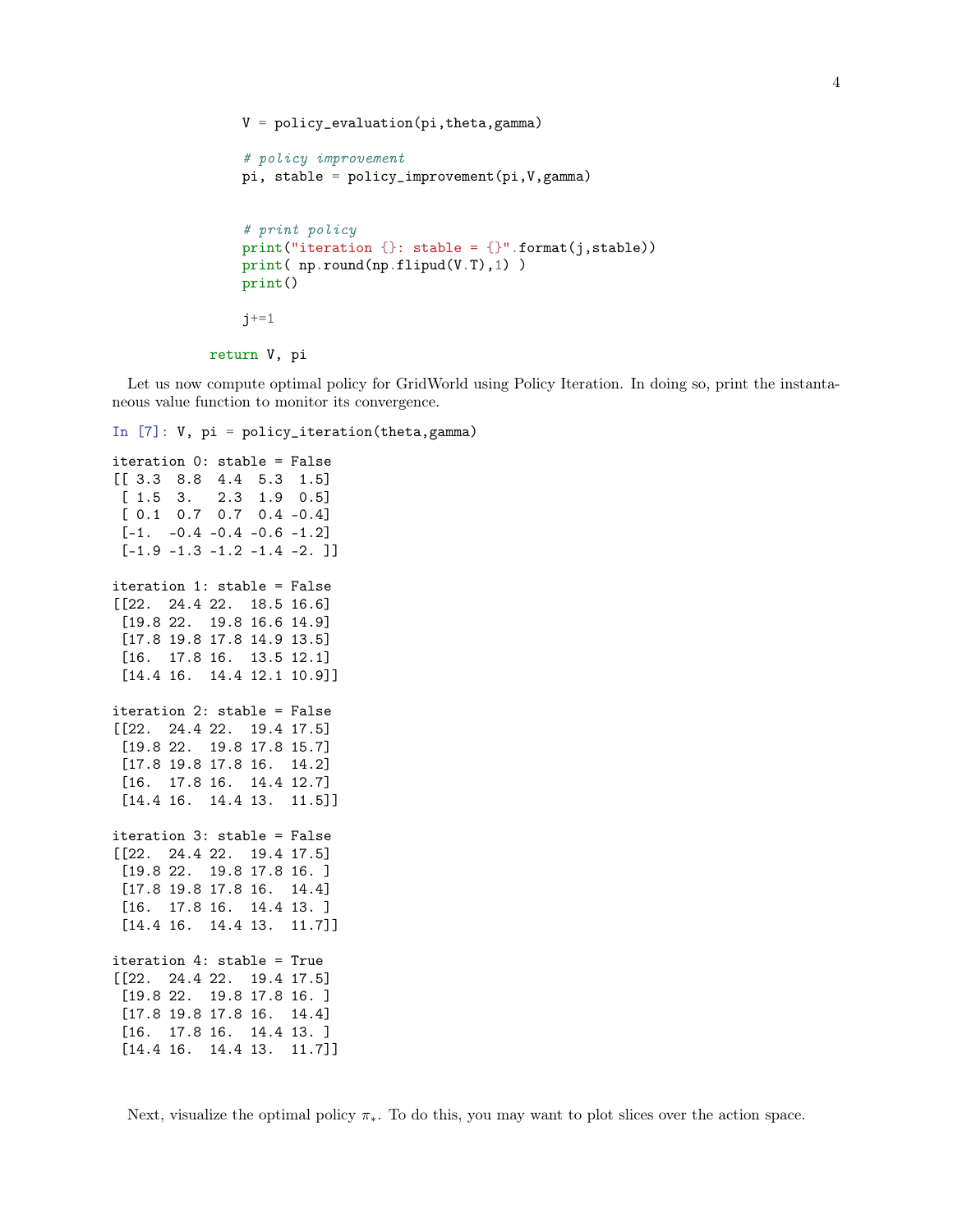```
        V = policy_evaluation(pi,theta,gamma)

        # policy improvement
        pi, stable = policy_improvement(pi,V,gamma)


        # print policy
        print("iteration {}: stable = {}".format(j,stable))
        print( np.round(np.flipud(V.T),1) )
        print()

        j+=1

    return V, pi
```

Let us now compute optimal policy for GridWorld using Policy Iteration. In doing so, print the instantaneous value function to monitor its convergence.

```
In [7]: V, pi = policy_iteration(theta,gamma)
```

```
iteration 0: stable = False
[[ 3.3  8.8  4.4  5.3  1.5]
 [ 1.5  3.   2.3  1.9  0.5]
 [ 0.1  0.7  0.7  0.4 -0.4]
 [-1.  -0.4 -0.4 -0.6 -1.2]
 [-1.9 -1.3 -1.2 -1.4 -2. ]]

iteration 1: stable = False
[[22.  24.4 22.  18.5 16.6]
 [19.8 22.  19.8 16.6 14.9]
 [17.8 19.8 17.8 14.9 13.5]
 [16.  17.8 16.  13.5 12.1]
 [14.4 16.  14.4 12.1 10.9]]

iteration 2: stable = False
[[22.  24.4 22.  19.4 17.5]
 [19.8 22.  19.8 17.8 15.7]
 [17.8 19.8 17.8 16.  14.2]
 [16.  17.8 16.  14.4 12.7]
 [14.4 16.  14.4 13.  11.5]]

iteration 3: stable = False
[[22.  24.4 22.  19.4 17.5]
 [19.8 22.  19.8 17.8 16. ]
 [17.8 19.8 17.8 16.  14.4]
 [16.  17.8 16.  14.4 13. ]
 [14.4 16.  14.4 13.  11.7]]

iteration 4: stable = True
[[22.  24.4 22.  19.4 17.5]
 [19.8 22.  19.8 17.8 16. ]
 [17.8 19.8 17.8 16.  14.4]
 [16.  17.8 16.  14.4 13. ]
 [14.4 16.  14.4 13.  11.7]]
```

Next, visualize the optimal policy $\pi_*$. To do this, you may want to plot slices over the action space.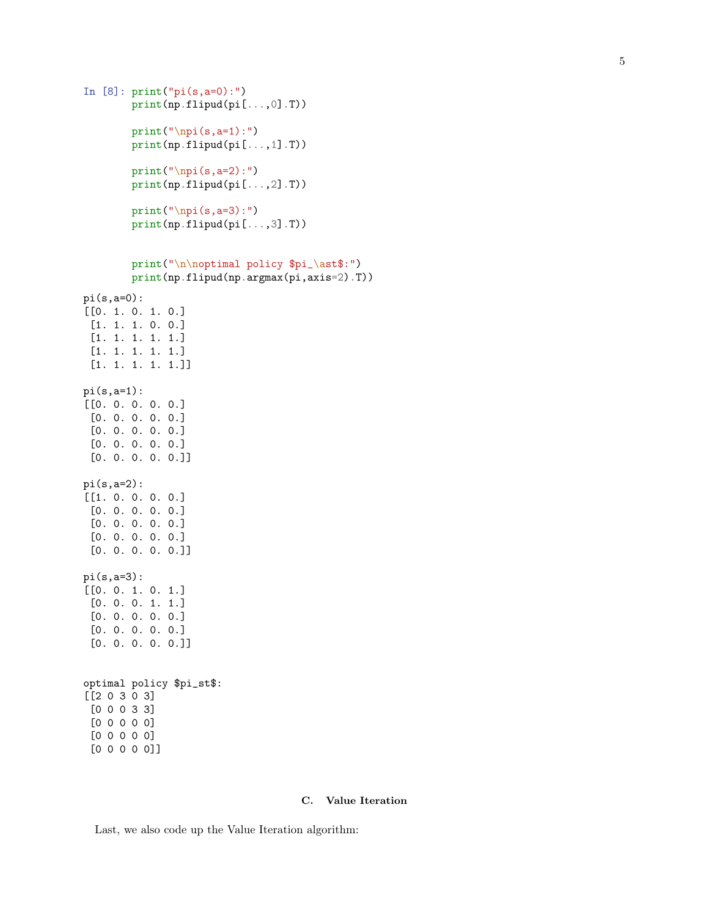```
In [8]: print("pi(s,a=0):")
        print(np.flipud(pi[...,0].T))

        print("\npi(s,a=1):")
        print(np.flipud(pi[...,1].T))

        print("\npi(s,a=2):")
        print(np.flipud(pi[...,2].T))

        print("\npi(s,a=3):")
        print(np.flipud(pi[...,3].T))


        print("\n\noptimal policy $pi_\ast$:")
        print(np.flipud(np.argmax(pi,axis=2).T))
```

```
pi(s,a=0):
[[0. 1. 0. 1. 0.]
 [1. 1. 1. 0. 0.]
 [1. 1. 1. 1. 1.]
 [1. 1. 1. 1. 1.]
 [1. 1. 1. 1. 1.]]

pi(s,a=1):
[[0. 0. 0. 0. 0.]
 [0. 0. 0. 0. 0.]
 [0. 0. 0. 0. 0.]
 [0. 0. 0. 0. 0.]
 [0. 0. 0. 0. 0.]]

pi(s,a=2):
[[1. 0. 0. 0. 0.]
 [0. 0. 0. 0. 0.]
 [0. 0. 0. 0. 0.]
 [0. 0. 0. 0. 0.]
 [0. 0. 0. 0. 0.]]

pi(s,a=3):
[[0. 0. 1. 0. 1.]
 [0. 0. 0. 1. 1.]
 [0. 0. 0. 0. 0.]
 [0. 0. 0. 0. 0.]
 [0. 0. 0. 0. 0.]]


optimal policy $pi_st$:
[[2 0 3 0 3]
 [0 0 0 3 3]
 [0 0 0 0 0]
 [0 0 0 0 0]
 [0 0 0 0 0]]
```

### C. Value Iteration

Last, we also code up the Value Iteration algorithm: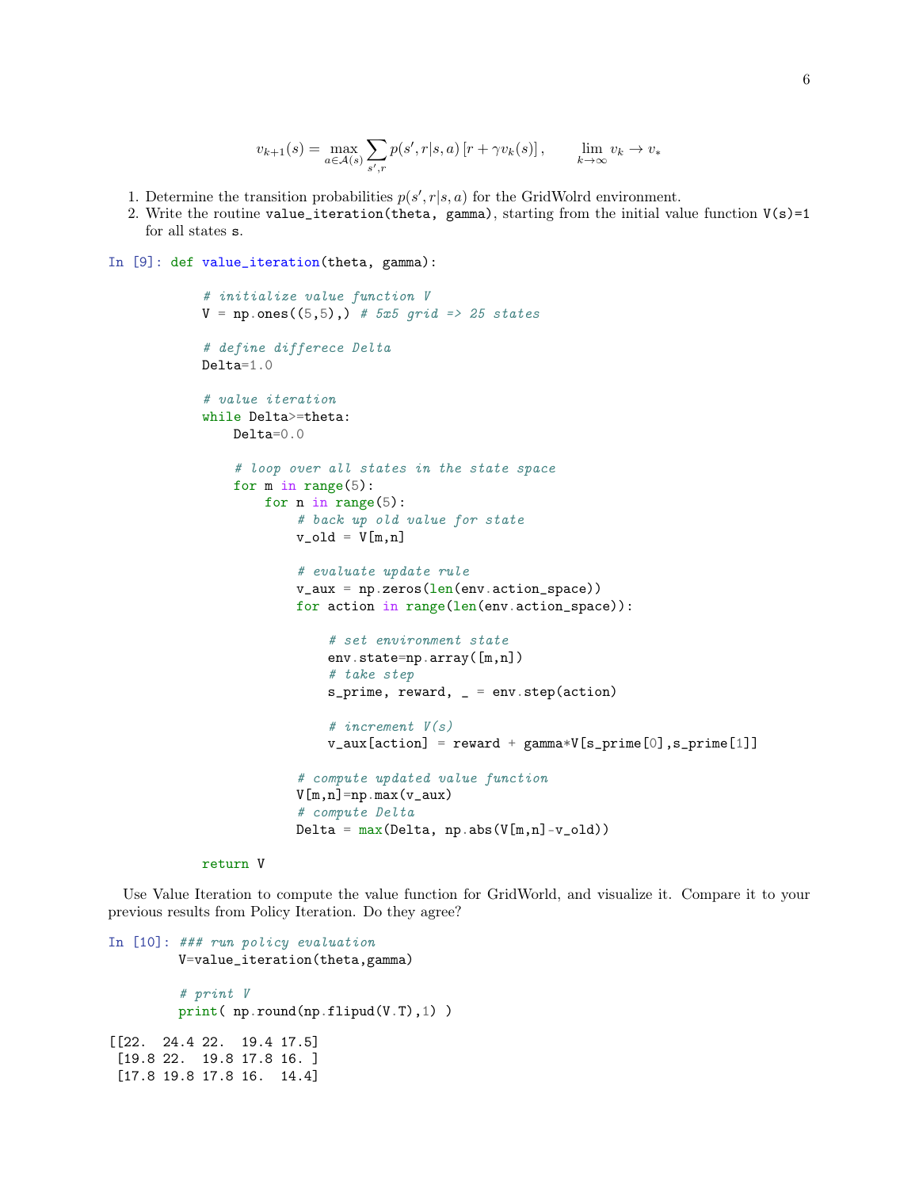$$v_{k+1}(s) = \max_{a \in \mathcal{A}(s)} \sum_{s',r} p(s',r|s,a) \left[ r + \gamma v_k(s) \right], \qquad \lim_{k\to\infty} v_k \to v_*$$

1. Determine the transition probabilities $p(s', r|s, a)$ for the GridWolrd environment.
2. Write the routine `value_iteration(theta, gamma)`, starting from the initial value function `V(s)=1` for all states `s`.

In [9]:
```
def value_iteration(theta, gamma):

    # initialize value function V
    V = np.ones((5,5),) # 5x5 grid => 25 states

    # define differece Delta
    Delta=1.0

    # value iteration
    while Delta>=theta:
        Delta=0.0

        # loop over all states in the state space
        for m in range(5):
            for n in range(5):
                # back up old value for state
                v_old = V[m,n]

                # evaluate update rule
                v_aux = np.zeros(len(env.action_space))
                for action in range(len(env.action_space)):

                    # set environment state
                    env.state=np.array([m,n])
                    # take step
                    s_prime, reward, _ = env.step(action)

                    # increment V(s)
                    v_aux[action] = reward + gamma*V[s_prime[0],s_prime[1]]

                # compute updated value function
                V[m,n]=np.max(v_aux)
                # compute Delta
                Delta = max(Delta, np.abs(V[m,n]-v_old))

    return V
```

Use Value Iteration to compute the value function for GridWorld, and visualize it. Compare it to your previous results from Policy Iteration. Do they agree?

In [10]:
```
### run policy evaluation
V=value_iteration(theta,gamma)

# print V
print( np.round(np.flipud(V.T),1) )
```

```
[[22.  24.4 22.  19.4 17.5]
 [19.8 22.  19.8 17.8 16. ]
 [17.8 19.8 17.8 16.  14.4]
```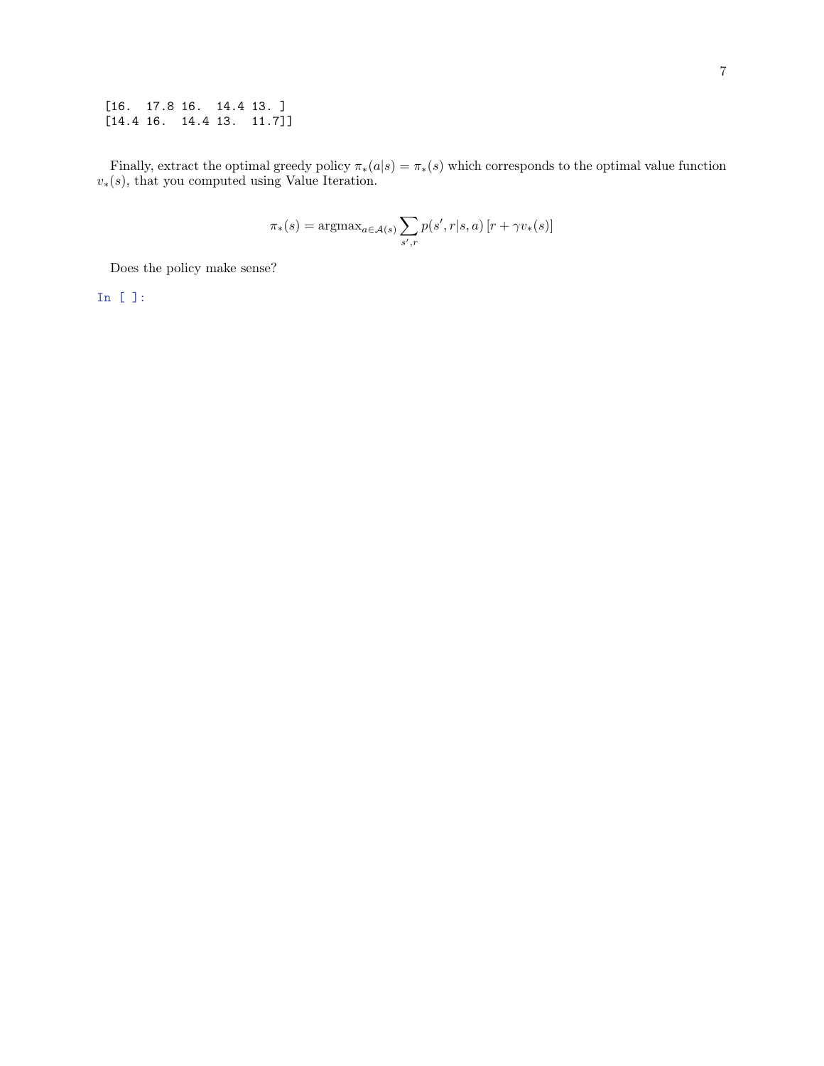```
 [16.  17.8 16.  14.4 13. ]
 [14.4 16.  14.4 13.  11.7]]
```

Finally, extract the optimal greedy policy $\pi_*(a|s) = \pi_*(s)$ which corresponds to the optimal value function $v_*(s)$, that you computed using Value Iteration.

$$\pi_*(s) = \text{argmax}_{a \in \mathcal{A}(s)} \sum_{s',r} p(s', r|s, a) \left[ r + \gamma v_*(s) \right]$$

Does the policy make sense?

In [ ]: